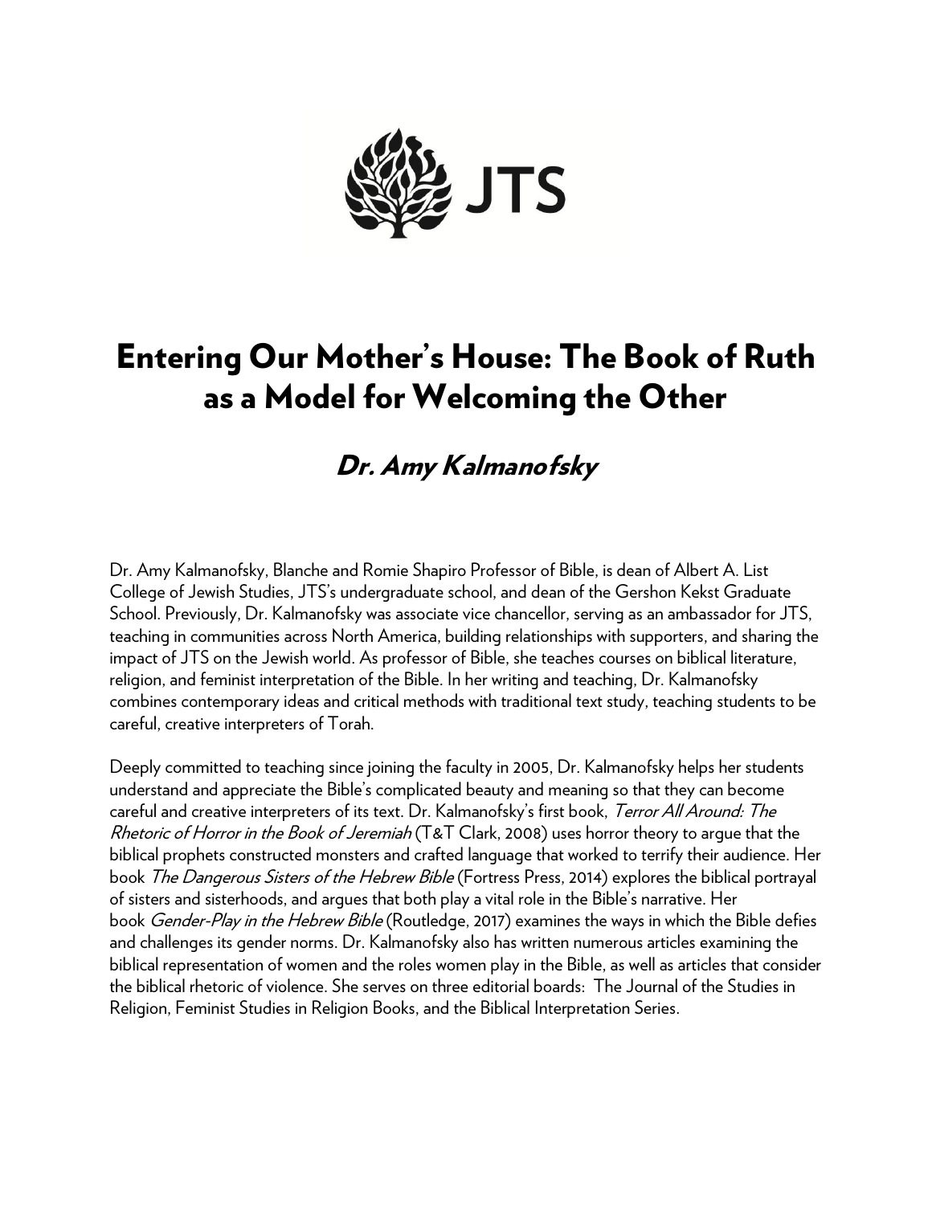JTS

# Entering Our Mother's House: The Book of Ruth as a Model for Welcoming the Other

## *Dr. Amy Kalmanofsky*

Dr. Amy Kalmanofsky, Blanche and Romie Shapiro Professor of Bible, is dean of Albert A. List College of Jewish Studies, JTS's undergraduate school, and dean of the Gershon Kekst Graduate School. Previously, Dr. Kalmanofsky was associate vice chancellor, serving as an ambassador for JTS, teaching in communities across North America, building relationships with supporters, and sharing the impact of JTS on the Jewish world. As professor of Bible, she teaches courses on biblical literature, religion, and feminist interpretation of the Bible. In her writing and teaching, Dr. Kalmanofsky combines contemporary ideas and critical methods with traditional text study, teaching students to be careful, creative interpreters of Torah.

Deeply committed to teaching since joining the faculty in 2005, Dr. Kalmanofsky helps her students understand and appreciate the Bible's complicated beauty and meaning so that they can become careful and creative interpreters of its text. Dr. Kalmanofsky's first book, *Terror All Around: The Rhetoric of Horror in the Book of Jeremiah* (T&T Clark, 2008) uses horror theory to argue that the biblical prophets constructed monsters and crafted language that worked to terrify their audience. Her book *The Dangerous Sisters of the Hebrew Bible* (Fortress Press, 2014) explores the biblical portrayal of sisters and sisterhoods, and argues that both play a vital role in the Bible's narrative. Her book *Gender-Play in the Hebrew Bible* (Routledge, 2017) examines the ways in which the Bible defies and challenges its gender norms. Dr. Kalmanofsky also has written numerous articles examining the biblical representation of women and the roles women play in the Bible, as well as articles that consider the biblical rhetoric of violence. She serves on three editorial boards: The Journal of the Studies in Religion, Feminist Studies in Religion Books, and the Biblical Interpretation Series.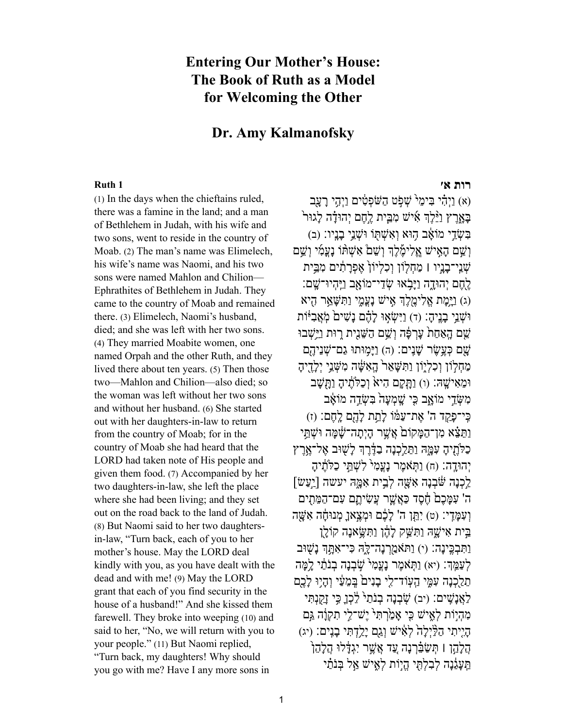# Entering Our Mother's House: The Book of Ruth as a Model for Welcoming the Other

## Dr. Amy Kalmanofsky

**Ruth 1**

(1) In the days when the chieftains ruled, there was a famine in the land; and a man of Bethlehem in Judah, with his wife and two sons, went to reside in the country of Moab. (2) The man's name was Elimelech, his wife's name was Naomi, and his two sons were named Mahlon and Chilion—Ephrathites of Bethlehem in Judah. They came to the country of Moab and remained there. (3) Elimelech, Naomi's husband, died; and she was left with her two sons. (4) They married Moabite women, one named Orpah and the other Ruth, and they lived there about ten years. (5) Then those two—Mahlon and Chilion—also died; so the woman was left without her two sons and without her husband. (6) She started out with her daughters-in-law to return from the country of Moab; for in the country of Moab she had heard that the LORD had taken note of His people and given them food. (7) Accompanied by her two daughters-in-law, she left the place where she had been living; and they set out on the road back to the land of Judah. (8) But Naomi said to her two daughters-in-law, "Turn back, each of you to her mother's house. May the LORD deal kindly with you, as you have dealt with the dead and with me! (9) May the LORD grant that each of you find security in the house of a husband!" And she kissed them farewell. They broke into weeping (10) and said to her, "No, we will return with you to your people." (11) But Naomi replied, "Turn back, my daughters! Why should you go with me? Have I any more sons in

**רות א׳**

(א) וַיְהִ֗י בִּימֵי֙ שְׁפֹ֣ט הַשֹּׁפְטִ֔ים וַיְהִ֥י רָעָ֖ב בָּאָ֑רֶץ וַיֵּ֩לֶךְ֩ אִ֨ישׁ מִבֵּ֧ית לֶ֣חֶם יְהוּדָ֗ה לָגוּר֙ בִּשְׂדֵ֣י מוֹאָ֔ב ה֥וּא וְאִשְׁתּ֖וֹ וּשְׁנֵ֥י בָנָֽיו׃ (ב) וְשֵׁ֣ם הָאִ֣ישׁ אֱ‍ֽלִימֶ֡לֶךְ וְשֵׁם֩ אִשְׁתּ֨וֹ נָעֳמִ֜י וְשֵׁ֥ם שְׁנֵֽי־בָנָ֣יו ׀ מַחְל֤וֹן וְכִלְיוֹן֙ אֶפְרָתִ֔ים מִבֵּ֥ית לֶ֖חֶם יְהוּדָ֑ה וַיָּבֹ֥אוּ שְׂדֵי־מוֹאָ֖ב וַיִּֽהְיוּ־שָֽׁם׃ (ג) וַיָּ֥מָת אֱלִימֶ֖לֶךְ אִ֣ישׁ נָעֳמִ֑י וַתִּשָּׁאֵ֥ר הִ֖יא וּשְׁנֵ֥י בָנֶֽיהָ׃ (ד) וַיִּשְׂא֣וּ לָהֶ֗ם נָשִׁים֙ מֹֽאֲבִיּ֔וֹת שֵׁ֤ם הָֽאַחַת֙ עָרְפָּ֔ה וְשֵׁ֥ם הַשֵּׁנִ֖ית ר֑וּת וַיֵּ֥שְׁבוּ שָׁ֖ם כְּעֶ֥שֶׂר שָׁנִֽים׃ (ה) וַיָּמ֥וּתוּ גַם־שְׁנֵיהֶ֖ם מַחְל֣וֹן וְכִלְי֑וֹן וַתִּשָּׁאֵר֙ הָֽאִשָּׁ֔ה מִשְּׁנֵ֥י יְלָדֶ֖יהָ וּמֵאִישָֽׁהּ׃ (ו) וַתָּ֤קָם הִיא֙ וְכַלֹּתֶ֔יהָ וַתָּ֖שָׁב מִשְּׂדֵ֣י מוֹאָ֑ב כִּ֤י שָֽׁמְעָה֙ בִּשְׂדֵ֣ה מוֹאָ֔ב כִּֽי־פָקַ֤ד ה' אֶת־עַמּ֔וֹ לָתֵ֥ת לָהֶ֖ם לָֽחֶם׃ (ז) וַתֵּצֵ֗א מִן־הַמָּקוֹם֙ אֲשֶׁ֣ר הָיְתָה־שָׁ֔מָּה וּשְׁתֵּ֥י כַלֹּתֶ֖יהָ עִמָּ֑הּ וַתֵּלַ֣כְנָה בַדֶּ֔רֶךְ לָשׁ֖וּב אֶל־אֶ֥רֶץ יְהוּדָֽה׃ (ח) וַתֹּ֤אמֶר נָֽעֳמִי֙ לִשְׁתֵּ֣י כַלֹּתֶ֔יהָ לֵ֣כְנָה שֹּׁ֔בְנָה אִשָּׁ֖ה לְבֵ֣ית אִמָּ֑הּ יעשה [יַ֣עַשׂ] ה' עִמָּכֶם֙ חֶ֔סֶד כַּאֲשֶׁ֧ר עֲשִׂיתֶ֛ם עִם־הַמֵּתִ֖ים וְעִמָּדִֽי׃ (ט) יִתֵּ֤ן ה' לָכֶ֔ם וּמְצֶ֣אןָ מְנוּחָ֔ה אִשָּׁ֖ה בֵּ֣ית אִישָׁ֑הּ וַתִּשַּׁ֣ק לָהֶ֔ן וַתִּשֶּׂ֥אנָה קוֹלָ֖ן וַתִּבְכֶּֽינָה׃ (י) וַתֹּאמַ֖רְנָה־לָּ֑הּ כִּי־אִתָּ֥ךְ נָשׁ֖וּב לְעַמֵּֽךְ׃ (יא) וַתֹּ֤אמֶר נָעֳמִי֙ שֹׁ֣בְנָה בְנֹתַ֔י לָ֥מָּה תֵלַ֖כְנָה עִמִּ֑י הַֽעֽוֹד־לִ֤י בָנִים֙ בְּֽמֵעַ֔י וְהָי֥וּ לָכֶ֖ם לַאֲנָשִֽׁים׃ (יב) שֹׁ֤בְנָה בְנֹתַי֙ לֵ֔כְןָ כִּ֥י זָקַ֖נְתִּי מִהְי֣וֹת לְאִ֑ישׁ כִּ֤י אָמַ֙רְתִּי֙ יֶשׁ־לִ֣י תִקְוָ֔ה גַּ֣ם הָיִ֤יתִי הַלַּ֙יְלָה֙ לְאִ֔ישׁ וְגַ֖ם יָלַ֥דְתִּי בָנִֽים׃ (יג) הֲלָהֵ֣ן ׀ תְּשַׂבֵּ֗רְנָה עַ֚ד אֲשֶׁ֣ר יִגְדָּ֔לוּ הֲלָהֵן֙ תֵּֽעָגֵ֔נָה לְבִלְתִּ֖י הֱי֣וֹת לְאִ֑ישׁ אַ֣ל בְּנֹתַ֗י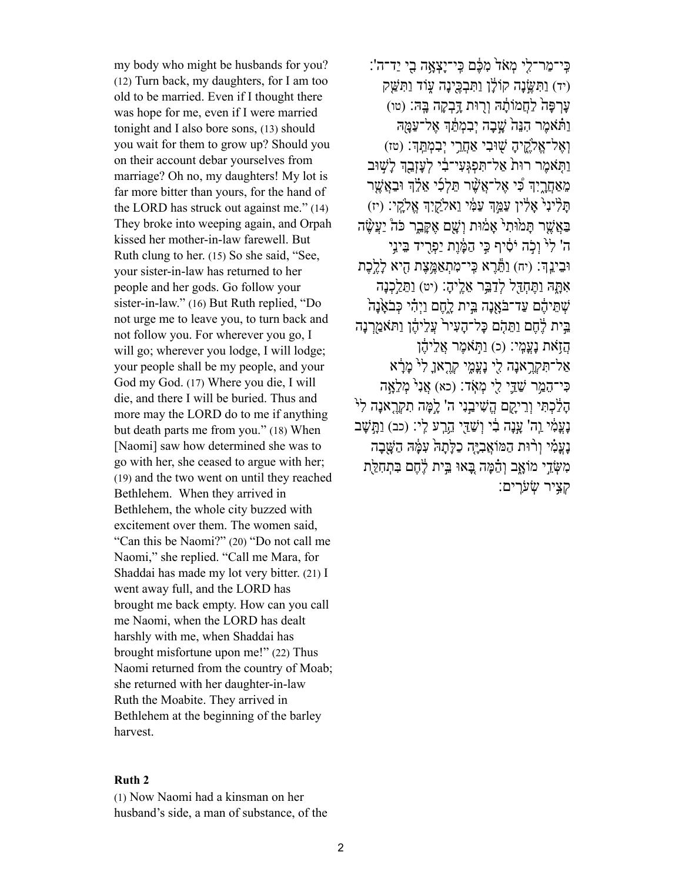my body who might be husbands for you? (12) Turn back, my daughters, for I am too old to be married. Even if I thought there was hope for me, even if I were married tonight and I also bore sons, (13) should you wait for them to grow up? Should you on their account debar yourselves from marriage? Oh no, my daughters! My lot is far more bitter than yours, for the hand of the LORD has struck out against me." (14) They broke into weeping again, and Orpah kissed her mother-in-law farewell. But Ruth clung to her. (15) So she said, "See, your sister-in-law has returned to her people and her gods. Go follow your sister-in-law." (16) But Ruth replied, "Do not urge me to leave you, to turn back and not follow you. For wherever you go, I will go; wherever you lodge, I will lodge; your people shall be my people, and your God my God. (17) Where you die, I will die, and there I will be buried. Thus and more may the LORD do to me if anything but death parts me from you." (18) When [Naomi] saw how determined she was to go with her, she ceased to argue with her; (19) and the two went on until they reached Bethlehem. When they arrived in Bethlehem, the whole city buzzed with excitement over them. The women said, "Can this be Naomi?" (20) "Do not call me Naomi," she replied. "Call me Mara, for Shaddai has made my lot very bitter. (21) I went away full, and the LORD has brought me back empty. How can you call me Naomi, when the LORD has dealt harshly with me, when Shaddai has brought misfortune upon me!" (22) Thus Naomi returned from the country of Moab; she returned with her daughter-in-law Ruth the Moabite. They arrived in Bethlehem at the beginning of the barley harvest.

**Ruth 2**

(1) Now Naomi had a kinsman on her husband's side, a man of substance, of the

כִּֽי־מַר־לִ֤י מְאֹד֙ מִכֶּ֔ם כִּֽי־יָצְאָ֥ה בִ֖י יַד־ה'׃ (יד) וַתִּשֶּׂ֣נָה קוֹלָ֔ן וַתִּבְכֶּ֖ינָה ע֑וֹד וַתִּשַּׁ֤ק עָרְפָּה֙ לַחֲמוֹתָ֔הּ וְר֖וּת דָּ֥בְקָה בָּֽהּ׃ (טו) וַתֹּ֗אמֶר הִנֵּה֙ שָׁ֣בָה יְבִמְתֵּ֔ךְ אֶל־עַמָּ֖הּ וְאֶל־אֱלֹהֶ֑יהָ שׁ֖וּבִי אַחֲרֵ֥י יְבִמְתֵּֽךְ׃ (טז) וַתֹּ֤אמֶר רוּת֙ אַל־תִּפְגְּעִי־בִ֔י לְעָזְבֵ֖ךְ לָשׁ֣וּב מֵאַחֲרָ֑יִךְ כִּ֠י אֶל־אֲשֶׁ֨ר תֵּלְכִ֜י אֵלֵ֗ךְ וּבַאֲשֶׁ֤ר תָּלִ֙ינִי֙ אָלִ֔ין עַמֵּ֣ךְ עַמִּ֔י וֵאלֹהַ֖יִךְ אֱלֹהָֽי׃ (יז) בַּאֲשֶׁ֤ר תָּמ֙וּתִי֙ אָמ֔וּת וְשָׁ֖ם אֶקָּבֵ֑ר כֹּה֩ יַעֲשֶׂ֨ה ה' לִי֙ וְכֹ֣ה יֹסִ֔יף כִּ֣י הַמָּ֔וֶת יַפְרִ֖יד בֵּינִ֥י וּבֵינֵֽךְ׃ (יח) וַתֵּ֕רֶא כִּֽי־מִתְאַמֶּ֥צֶת הִ֖יא לָלֶ֣כֶת אִתָּ֑הּ וַתֶּחְדַּ֖ל לְדַבֵּ֥ר אֵלֶֽיהָ׃ (יט) וַתֵּלַ֣כְנָה שְׁתֵּיהֶ֔ם עַד־בּוֹאָ֖נָה בֵּ֣ית לָ֑חֶם וַיְהִ֗י כְּבֹאָ֙נָה֙ בֵּ֣ית לֶ֔חֶם וַתֵּהֹ֤ם כָּל־הָעִיר֙ עֲלֵיהֶ֔ן וַתֹּאמַ֖רְנָה הֲזֹ֥את נָעֳמִֽי׃ (כ) וַתֹּ֣אמֶר אֲלֵיהֶ֔ן אַל־תִּקְרֶ֥אנָה לִ֖י נָעֳמִ֑י קְרֶ֤אןָ לִי֙ מָרָ֔א כִּֽי־הֵמַ֥ר שַׁדַּ֛י לִ֖י מְאֹֽד׃ (כא) אֲנִי֙ מְלֵאָ֣ה הָלַ֔כְתִּי וְרֵיקָ֖ם הֱשִׁיבַ֣נִי ה' לָ֣מָּה תִקְרֶ֤אנָה לִי֙ נָעֳמִ֔י וַה' עָ֣נָה בִ֔י וְשַׁדַּ֖י הֵ֥רַע לִֽי׃ (כב) וַתָּ֣שָׁב נָעֳמִ֗י וְר֨וּת הַמּוֹאֲבִיָּ֤ה כַלָּתָהּ֙ עִמָּ֔הּ הַשָּׁ֖בָה מִשְּׂדֵ֣י מוֹאָ֑ב וְהֵ֗מָּה בָּ֚אוּ בֵּ֣ית לֶ֔חֶם בִּתְחִלַּ֖ת קְצִ֥יר שְׂעֹרִֽים׃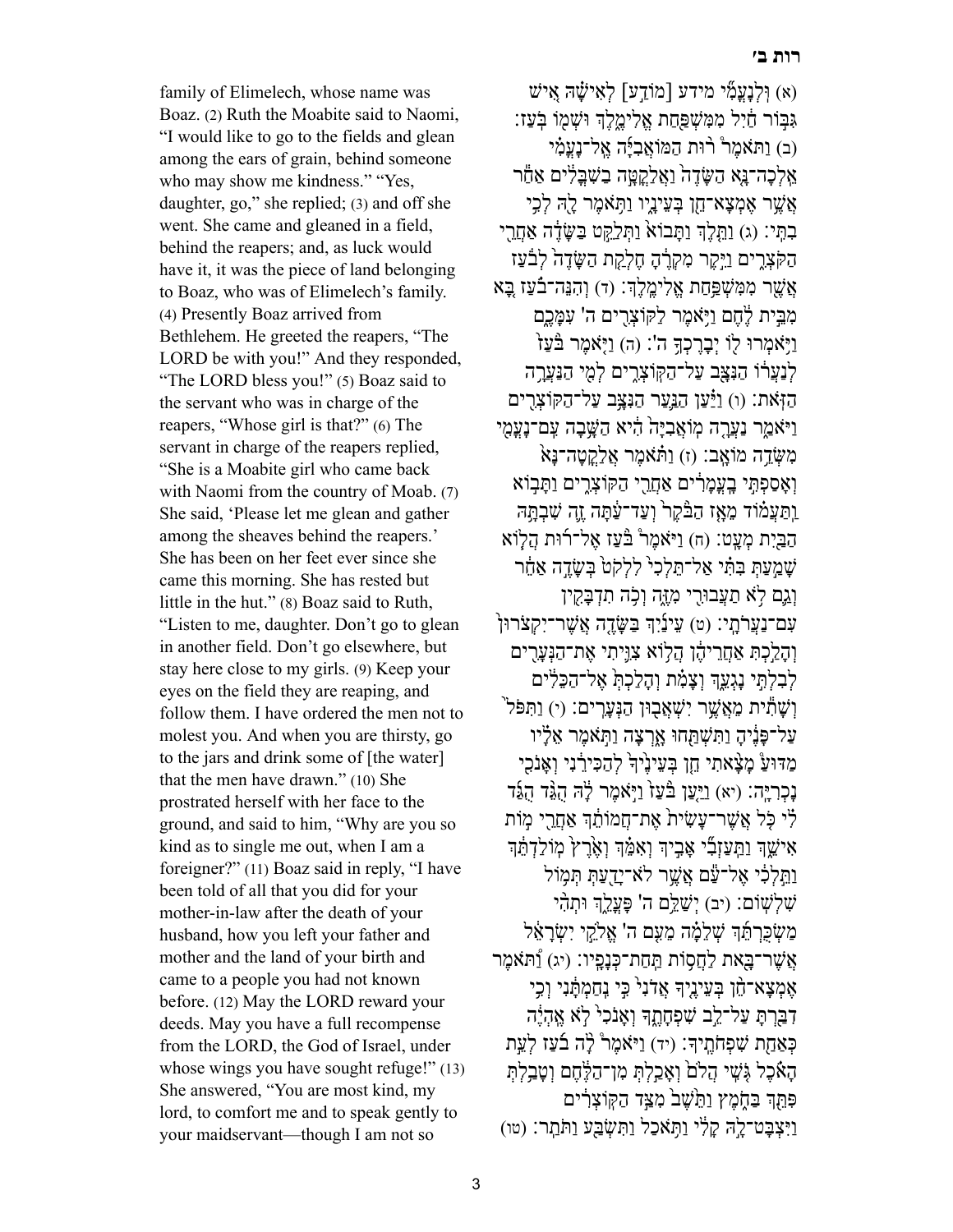רות ב׳

(א) וּֽלְנָעֳמִ֞י מידע [מוֹדַ֣ע] לְאִישָׁ֗הּ אִ֚ישׁ גִּבּ֣וֹר חַ֔יִל מִמִּשְׁפַּ֖חַת אֱלִימֶ֑לֶךְ וּשְׁמ֖וֹ בֹּֽעַז׃ (ב) וַתֹּאמֶר֩ ר֨וּת הַמּוֹאֲבִיָּ֜ה אֶֽל־נָעֳמִ֗י אֵֽלְכָה־נָּ֤א הַשָּׂדֶה֙ וַאֲלַקֳטָ֣ה בַשִּׁבֳּלִ֔ים אַחַ֕ר אֲשֶׁ֥ר אֶמְצָא־חֵ֖ן בְּעֵינָ֑יו וַתֹּ֥אמֶר לָ֖הּ לְכִ֥י בִתִּֽי׃ (ג) וַתֵּ֤לֶךְ וַתָּבוֹא֙ וַתְּלַקֵּ֣ט בַּשָּׂדֶ֔ה אַחֲרֵ֖י הַקֹּצְרִ֑ים וַיִּ֣קֶר מִקְרֶ֔הָ חֶלְקַ֤ת הַשָּׂדֶה֙ לְבֹ֔עַז אֲשֶׁ֖ר מִמִּשְׁפַּ֥חַת אֱלִימֶֽלֶךְ׃ (ד) וְהִנֵּה־בֹ֗עַז בָּ֚א מִבֵּ֣ית לֶ֔חֶם וַיֹּ֥אמֶר לַקּוֹצְרִ֖ים ה' עִמָּכֶ֑ם וַיֹּ֥אמְרוּ ל֖וֹ יְבָרֶכְךָ֥ ה'׃ (ה) וַיֹּ֤אמֶר בֹּ֙עַז֙ לְנַעֲר֔וֹ הַנִּצָּ֖ב עַל־הַקּוֹצְרִ֑ים לְמִ֖י הַנַּעֲרָ֥ה הַזֹּֽאת׃ (ו) וַיַּ֗עַן הַנַּ֛עַר הַנִּצָּ֥ב עַל־הַקּוֹצְרִ֖ים וַיֹּאמַ֑ר נַעֲרָ֤ה מֽוֹאֲבִיָּה֙ הִ֔יא הַשָּׁ֥בָה עִֽם־נָעֳמִ֖י מִשְּׂדֵ֥ה מוֹאָֽב׃ (ז) וַתֹּ֗אמֶר אֲלַקֳטָה־נָּא֙ וְאָסַפְתִּ֣י בָֽעֳמָרִ֔ים אַחֲרֵ֖י הַקּוֹצְרִ֑ים וַתָּב֣וֹא וַֽתַּעֲמ֗וֹד מֵאָ֤ז הַבֹּ֙קֶר֙ וְעַד־עַ֔תָּה זֶ֛ה שִׁבְתָּ֥הּ הַבַּ֖יִת מְעָֽט׃ (ח) וַיֹּ֨אמֶר בֹּ֜עַז אֶל־ר֗וּת הֲל֨וֹא שָׁמַ֤עַתְּ בִּתִּי֙ אַל־תֵּלְכִי֙ לִלְקֹ֙ט בְּשָׂדֶ֣ה אַחֵ֔ר וְגַ֛ם לֹ֥א תַעֲבוּרִ֖י מִזֶּ֑ה וְכֹ֥ה תִדְבָּקִ֖ין עִם־נַעֲרֹתָֽי׃ (ט) עֵינַ֜יִךְ בַּשָּׂדֶ֤ה אֲשֶׁר־יִקְצֹרוּן֙ וְהָלַ֣כְתְּ אַחֲרֵיהֶ֔ן הֲל֥וֹא צִוִּ֛יתִי אֶת־הַנְּעָרִ֖ים לְבִלְתִּ֣י נָגְעֵ֑ךְ וְצָמִ֗ת וְהָלַכְתְּ֙ אֶל־הַכֵּלִ֔ים וְשָׁתִ֕ית מֵאֲשֶׁ֥ר יִשְׁאֲב֖וּן הַנְּעָרִֽים׃ (י) וַתִּפֹּל֙ עַל־פָּנֶ֔יהָ וַתִּשְׁתַּ֖חוּ אָ֑רְצָה וַתֹּ֣אמֶר אֵלָ֗יו מַדּ֜וּעַ מָצָ֨אתִי חֵ֤ן בְּעֵינֶ֙יךָ֙ לְהַכִּירֵ֔נִי וְאָנֹכִ֖י נָכְרִיָּֽה׃ (יא) וַיַּ֤עַן בֹּ֙עַז֙ וַיֹּ֣אמֶר לָ֔הּ הֻגֵּ֨ד הֻגַּ֜ד לִ֗י כֹּ֤ל אֲשֶׁר־עָשִׂית֙ אֶת־חֲמוֹתֵ֔ךְ אַחֲרֵ֖י מ֣וֹת אִישֵׁ֑ךְ וַתַּֽעַזְבִ֞י אָבִ֣יךְ וְאִמֵּ֗ךְ וְאֶ֙רֶץ֙ מֽוֹלַדְתֵּ֔ךְ וַתֵּ֣לְכִ֔י אֶל־עַ֕ם אֲשֶׁ֥ר לֹא־יָדַ֖עַתְּ תְּמ֥וֹל שִׁלְשֽׁוֹם׃ (יב) יְשַׁלֵּ֥ם ה' פָּעֳלֵ֑ךְ וּתְהִ֨י מַשְׂכֻּרְתֵּ֜ךְ שְׁלֵמָ֗ה מֵעִ֤ם ה' אֱלֹהֵ֣י יִשְׂרָאֵ֔ל אֲשֶׁר־בָּ֖את לַחֲס֥וֹת תַּֽחַת־כְּנָפָֽיו׃ (יג) וַ֠תֹּאמֶר אֶמְצָא־חֵ֨ן בְּעֵינֶ֤יךָ אֲדֹנִי֙ כִּ֣י נִֽחַמְתָּ֔נִי וְכִ֥י דִבַּ֖רְתָּ עַל־לֵ֣ב שִׁפְחָתֶ֑ךָ וְאָנֹכִי֙ לֹ֣א אֶֽהְיֶ֔ה כְּאַחַ֖ת שִׁפְחֹתֶֽיךָ׃ (יד) וַיֹּ֩אמֶר֩ לָ֨ה בֹ֜עַז לְעֵ֣ת הָאֹ֗כֶל גֹּ֣שִֽׁי הֲלֹ֔ם וְאָכַ֣לְתְּ מִן־הַלֶּ֔חֶם וְטָבַ֥לְתְּ פִּתֵּ֖ךְ בַּחֹ֑מֶץ וַתֵּ֙שֶׁב֙ מִצַּ֣ד הַקּֽוֹצְרִ֔ים וַיִּצְבָּט־לָ֣הּ קָלִ֔י וַתֹּ֥אכַל וַתִּשְׂבַּ֖ע וַתֹּתַֽר׃ (טו)

family of Elimelech, whose name was Boaz. (2) Ruth the Moabite said to Naomi, "I would like to go to the fields and glean among the ears of grain, behind someone who may show me kindness." "Yes, daughter, go," she replied; (3) and off she went. She came and gleaned in a field, behind the reapers; and, as luck would have it, it was the piece of land belonging to Boaz, who was of Elimelech's family. (4) Presently Boaz arrived from Bethlehem. He greeted the reapers, "The LORD be with you!" And they responded, "The LORD bless you!" (5) Boaz said to the servant who was in charge of the reapers, "Whose girl is that?" (6) The servant in charge of the reapers replied, "She is a Moabite girl who came back with Naomi from the country of Moab. (7) She said, 'Please let me glean and gather among the sheaves behind the reapers.' She has been on her feet ever since she came this morning. She has rested but little in the hut." (8) Boaz said to Ruth, "Listen to me, daughter. Don't go to glean in another field. Don't go elsewhere, but stay here close to my girls. (9) Keep your eyes on the field they are reaping, and follow them. I have ordered the men not to molest you. And when you are thirsty, go to the jars and drink some of [the water] that the men have drawn." (10) She prostrated herself with her face to the ground, and said to him, "Why are you so kind as to single me out, when I am a foreigner?" (11) Boaz said in reply, "I have been told of all that you did for your mother-in-law after the death of your husband, how you left your father and mother and the land of your birth and came to a people you had not known before. (12) May the LORD reward your deeds. May you have a full recompense from the LORD, the God of Israel, under whose wings you have sought refuge!" (13) She answered, "You are most kind, my lord, to comfort me and to speak gently to your maidservant—though I am not so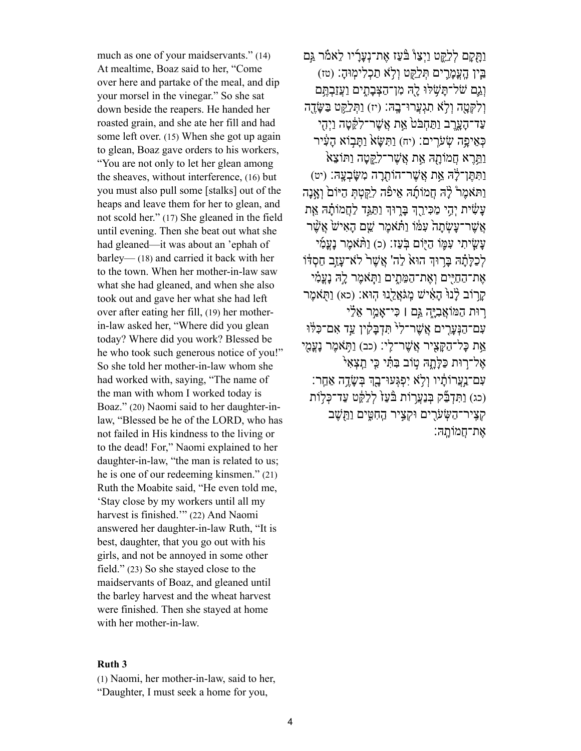much as one of your maidservants.” (14) At mealtime, Boaz said to her, “Come over here and partake of the meal, and dip your morsel in the vinegar.” So she sat down beside the reapers. He handed her roasted grain, and she ate her fill and had some left over. (15) When she got up again to glean, Boaz gave orders to his workers, “You are not only to let her glean among the sheaves, without interference, (16) but you must also pull some [stalks] out of the heaps and leave them for her to glean, and not scold her.” (17) She gleaned in the field until evening. Then she beat out what she had gleaned—it was about an ’ephah of barley— (18) and carried it back with her to the town. When her mother-in-law saw what she had gleaned, and when she also took out and gave her what she had left over after eating her fill, (19) her mother-in-law asked her, “Where did you glean today? Where did you work? Blessed be he who took such generous notice of you!” So she told her mother-in-law whom she had worked with, saying, “The name of the man with whom I worked today is Boaz.” (20) Naomi said to her daughter-in-law, “Blessed be he of the LORD, who has not failed in His kindness to the living or to the dead! For,” Naomi explained to her daughter-in-law, “the man is related to us; he is one of our redeeming kinsmen.” (21) Ruth the Moabite said, “He even told me, ‘Stay close by my workers until all my harvest is finished.’” (22) And Naomi answered her daughter-in-law Ruth, “It is best, daughter, that you go out with his girls, and not be annoyed in some other field.” (23) So she stayed close to the maidservants of Boaz, and gleaned until the barley harvest and the wheat harvest were finished. Then she stayed at home with her mother-in-law.

**Ruth 3**

(1) Naomi, her mother-in-law, said to her, “Daughter, I must seek a home for you,

וַתָּקָם לְלַקֵּט וַיְצַו֩ בֹּ֨עַז אֶת־נְעָרָ֜יו לֵאמֹ֗ר גַּ֣ם בֵּ֧ין הָעֳמָרִ֛ים תְּלַקֵּ֖ט וְלֹ֥א תַכְלִימֽוּהָ׃ (טז) וְגַ֛ם שֹׁל־תָּשֹׁ֥לּוּ לָ֖הּ מִן־הַצְּבָתִ֑ים וַעֲזַבְתֶּ֥ם וְלִקְּטָ֖ה וְלֹ֥א תִגְעֲרוּ־בָֽהּ׃ (יז) וַתְּלַקֵּ֥ט בַּשָּׂדֶ֖ה עַד־הָעָ֑רֶב וַתַּחְבֹּט֙ אֵ֣ת אֲשֶׁר־לִקֵּ֔טָה וַיְהִ֖י כְּאֵיפָ֥ה שְׂעֹרִֽים׃ (יח) וַתִּשָּׂא֙ וַתָּב֣וֹא הָעִ֔יר וַתֵּ֥רֶא חֲמוֹתָ֖הּ אֵ֣ת אֲשֶׁר־לִקֵּ֑טָה וַתּוֹצֵא֙ וַתִּתֶּן־לָ֔הּ אֵ֥ת אֲשֶׁר־הוֹתִ֖רָה מִשָּׂבְעָֽהּ׃ (יט) וַתֹּאמֶר֩ לָ֨הּ חֲמוֹתָ֜הּ אֵיפֹ֨ה לִקַּ֤טְתְּ הַיּוֹם֙ וְאָ֣נָה עָשִׂ֔ית יְהִ֥י מַכִּירֵ֖ךְ בָּר֑וּךְ וַתַּגֵּ֣ד לַחֲמוֹתָ֗הּ אֵ֤ת אֲשֶׁר־עָשְׂתָה֙ עִמּ֔וֹ וַתֹּ֗אמֶר שֵׁ֤ם הָאִישׁ֙ אֲשֶׁ֨ר עָשִׂ֧יתִי עִמּ֛וֹ הַיּ֖וֹם בֹּֽעַז׃ (כ) וַתֹּ֨אמֶר נָעֳמִ֜י לְכַלָּתָ֗הּ בָּר֥וּךְ הוּא֙ לַה'‏ אֲשֶׁר֙ לֹא־עָזַ֣ב חַסְדּ֔וֹ אֶת־הַחַיִּ֖ים וְאֶת־הַמֵּתִ֑ים וַתֹּ֧אמֶר לָ֣הּ נָעֳמִ֗י קָר֥וֹב לָ֙נוּ֙ הָאִ֔ישׁ מִֽגֹּאֲלֵ֖נוּ הֽוּא׃ (כא) וַתֹּ֖אמֶר ר֣וּת הַמּוֹאֲבִיָּ֑ה גַּ֣ם ׀ כִּֽי־אָמַ֣ר אֵלַ֗י עִם־הַנְּעָרִ֤ים אֲשֶׁר־לִי֙ תִּדְבָּקִ֔ין עַ֥ד אִם־כִּלּ֔וּ אֵ֥ת כָּל־הַקָּצִ֖יר אֲשֶׁר־לִֽי׃ (כב) וַתֹּ֥אמֶר נָעֳמִ֖י אֶל־ר֣וּת כַּלָּתָ֑הּ ט֣וֹב בִּתִּ֗י כִּ֤י תֵֽצְאִי֙ עִם־נַ֣עֲרוֹתָ֔יו וְלֹ֥א יִפְגְּעוּ־בָ֖ךְ בְּשָׂדֶ֥ה אַחֵֽר׃ (כג) וַתִּדְבַּ֞ק בְּנַעֲר֥וֹת בֹּ֙עַז֙ לְלַקֵּ֔ט עַד־כְּל֥וֹת קְצִֽיר־הַשְּׂעֹרִ֖ים וּקְצִ֣יר הַחִטִּ֑ים וַתֵּ֖שֶׁב אֶת־חֲמוֹתָֽהּ׃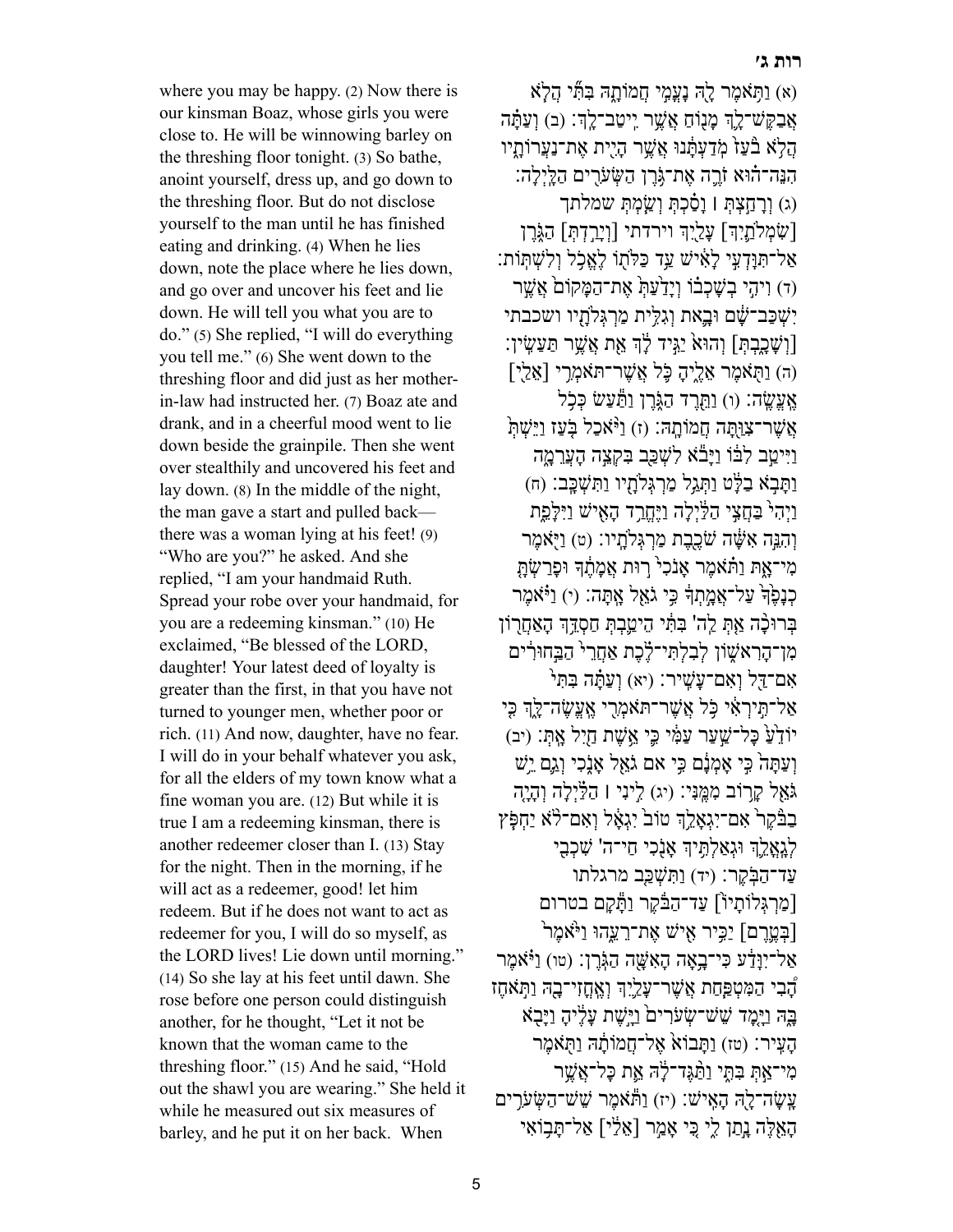רות ג׳

(א) וַתֹּ֥אמֶר לָ֖הּ נָעֳמִ֣י חֲמוֹתָ֑הּ בִּתִּ֗י הֲלֹ֧א אֲבַקֶּשׁ־לָ֛ךְ מָנ֖וֹחַ אֲשֶׁ֥ר יִֽיטַב־לָֽךְ׃ (ב) וְעַתָּ֗ה הֲלֹ֥א בֹ֙עַז֙ מֹֽדַעְתָּ֔נוּ אֲשֶׁ֥ר הָיִ֖ית אֶת־נַעֲרוֹתָ֑יו הִנֵּה־ה֗וּא זֹרֶ֛ה אֶת־גֹּ֥רֶן הַשְּׂעֹרִ֖ים הַלָּֽיְלָה׃ (ג) וְרָחַ֣צְתְּ ׀ וָסַ֗כְתְּ וְשַׂ֧מְתְּ שמלתך [שִׂמְלֹתַ֛יִךְ] עָלַ֖יִךְ וירדתי [וְיָרַ֣דְתְּ] הַגֹּ֑רֶן אַל־תִּוָּדְעִ֣י לָאִ֔ישׁ עַ֥ד כַּלֹּת֖וֹ לֶאֱכֹ֥ל וְלִשְׁתּֽוֹת׃ (ד) וִיהִ֣י בְשָׁכְב֗וֹ וְיָדַ֙עַתְּ֙ אֶת־הַמָּק֙וֹם֙ אֲשֶׁ֣ר יִשְׁכַּב־שָׁ֔ם וּבָ֛את וְגִלִּ֥ית מַרְגְּלֹתָ֖יו ושכבתי [וְשָׁכָ֑בְתְּ] וְהוּא֙ יַגִּ֣יד לָ֔ךְ אֵ֖ת אֲשֶׁ֥ר תַּעֲשִֽׂין׃ (ה) וַתֹּ֖אמֶר אֵלֶ֑יהָ כֹּ֛ל אֲשֶׁר־תֹּאמְרִ֥י [אֵלַ֖י] אֶֽעֱשֶֽׂה׃ (ו) וַתֵּ֖רֶד הַגֹּ֑רֶן וַתַּ֕עַשׂ כְּכֹ֥ל אֲשֶׁר־צִוַּ֖תָּה חֲמוֹתָֽהּ׃ (ז) וַיֹּ֨אכַל בֹּ֤עַז וַיֵּשְׁתְּ֙ וַיִּיטַ֣ב לִבּ֔וֹ וַיָּבֹ֕א לִשְׁכַּ֖ב בִּקְצֵ֣ה הָעֲרֵמָ֑ה וַתָּבֹ֣א בַלָּ֔ט וַתְּגַ֥ל מַרְגְּלֹתָ֖יו וַתִּשְׁכָּֽב׃ (ח) וַיְהִי֙ בַּחֲצִ֣י הַלַּ֔יְלָה וַיֶּחֱרַ֥ד הָאִ֖ישׁ וַיִּלָּפֵ֑ת וְהִנֵּ֣ה אִשָּׁ֔ה שֹׁכֶ֖בֶת מַרְגְּלֹתָֽיו׃ (ט) וַיֹּ֖אמֶר מִי־אָ֑תְּ וַתֹּ֗אמֶר אָנֹכִי֙ ר֣וּת אֲמָתֶ֔ךָ וּפָרַשְׂתָּ֤ כְנָפֶ֙ךָ֙ עַל־אֲמָ֣תְךָ֔ כִּ֥י גֹאֵ֖ל אָֽתָּה׃ (י) וַיֹּ֗אמֶר בְּרוּכָ֨ה אַ֤תְּ לַה' בִּתִּ֔י הֵיטַ֛בְתְּ חַסְדֵּ֥ךְ הָאַחֲר֖וֹן מִן־הָרִאשׁ֑וֹן לְבִלְתִּי־לֶ֗כֶת אַחֲרֵי֙ הַבַּ֣חוּרִ֔ים אִם־דַּ֖ל וְאִם־עָשִֽׁיר׃ (יא) וְעַתָּ֗ה בִּתִּי֙ אַל־תִּ֣ירְאִ֔י כֹּ֥ל אֲשֶׁר־תֹּאמְרִ֖י אֶֽעֱשֶׂה־לָּ֑ךְ כִּ֤י יוֹדֵ֙עַ֙ כָּל־שַׁ֣עַר עַמִּ֔י כִּ֛י אֵ֥שֶׁת חַ֖יִל אָֽתְּ׃ (יב) וְעַתָּה֙ כִּ֣י אָמְנָ֔ם כִּ֥י אם גֹאֵ֖ל אָנֹ֑כִי וְגַ֛ם יֵ֥שׁ גֹּאֵ֖ל קָר֥וֹב מִמֶּֽנִּי׃ (יג) לִ֣ינִי ׀ הַלַּ֗יְלָה וְהָיָ֤ה בַבֹּ֙קֶר֙ אִם־יִגְאָלֵ֥ךְ טוֹב֙ יִגְאָ֔ל וְאִם־לֹ֧א יַחְפֹּ֛ץ לְגָֽאֳלֵ֛ךְ וּגְאַלְתִּ֥יךְ אָנֹ֖כִי חַי־ה' שִׁכְבִ֖י עַד־הַבֹּֽקֶר׃ (יד) וַתִּשְׁכַּ֤ב מרגלתו [מַרְגְּלוֹתָיו֙] עַד־הַבֹּ֔קֶר וַתָּ֕קָם בטרום [בְּטֶ֛רֶם] יַכִּ֥יר אִ֖ישׁ אֶת־רֵעֵ֑הוּ וַיֹּ֙אמֶר֙ אַל־יִוָּדַ֔ע כִּי־בָ֥אָה הָאִשָּׁ֖ה הַגֹּֽרֶן׃ (טו) וַיֹּ֗אמֶר הָ֠בִי הַמִּטְפַּ֨חַת אֲשֶׁר־עָלַ֧יִךְ וְאֶֽחֳזִי־בָ֛הּ וַתֹּ֣אחֶז בָּ֑הּ וַיָּ֤מָד שֵׁשׁ־שְׂעֹרִים֙ וַיָּ֣שֶׁת עָלֶ֔יהָ וַיָּבֹ֖א הָעִֽיר׃ (טז) וַתָּבוֹא֙ אֶל־חֲמוֹתָ֔הּ וַתֹּ֖אמֶר מִי־אַ֣תְּ בִּתִּ֑י וַתַּ֨גֶּד־לָ֔הּ אֵ֛ת כָּל־אֲשֶׁ֥ר עָֽשָׂה־לָ֖הּ הָאִֽישׁ׃ (יז) וַתֹּ֕אמֶר שֵׁשׁ־הַשְּׂעֹרִ֥ים הָאֵ֖לֶּה נָ֣תַן לִ֑י כִּ֚י אָמַ֣ר [אֵלַ֔י] אַל־תָּב֥וֹאִי

where you may be happy. (2) Now there is our kinsman Boaz, whose girls you were close to. He will be winnowing barley on the threshing floor tonight. (3) So bathe, anoint yourself, dress up, and go down to the threshing floor. But do not disclose yourself to the man until he has finished eating and drinking. (4) When he lies down, note the place where he lies down, and go over and uncover his feet and lie down. He will tell you what you are to do." (5) She replied, "I will do everything you tell me." (6) She went down to the threshing floor and did just as her mother-in-law had instructed her. (7) Boaz ate and drank, and in a cheerful mood went to lie down beside the grainpile. Then she went over stealthily and uncovered his feet and lay down. (8) In the middle of the night, the man gave a start and pulled back—there was a woman lying at his feet! (9) "Who are you?" he asked. And she replied, "I am your handmaid Ruth. Spread your robe over your handmaid, for you are a redeeming kinsman." (10) He exclaimed, "Be blessed of the LORD, daughter! Your latest deed of loyalty is greater than the first, in that you have not turned to younger men, whether poor or rich. (11) And now, daughter, have no fear. I will do in your behalf whatever you ask, for all the elders of my town know what a fine woman you are. (12) But while it is true I am a redeeming kinsman, there is another redeemer closer than I. (13) Stay for the night. Then in the morning, if he will act as a redeemer, good! let him redeem. But if he does not want to act as redeemer for you, I will do so myself, as the LORD lives! Lie down until morning." (14) So she lay at his feet until dawn. She rose before one person could distinguish another, for he thought, "Let it not be known that the woman came to the threshing floor." (15) And he said, "Hold out the shawl you are wearing." She held it while he measured out six measures of barley, and he put it on her back. When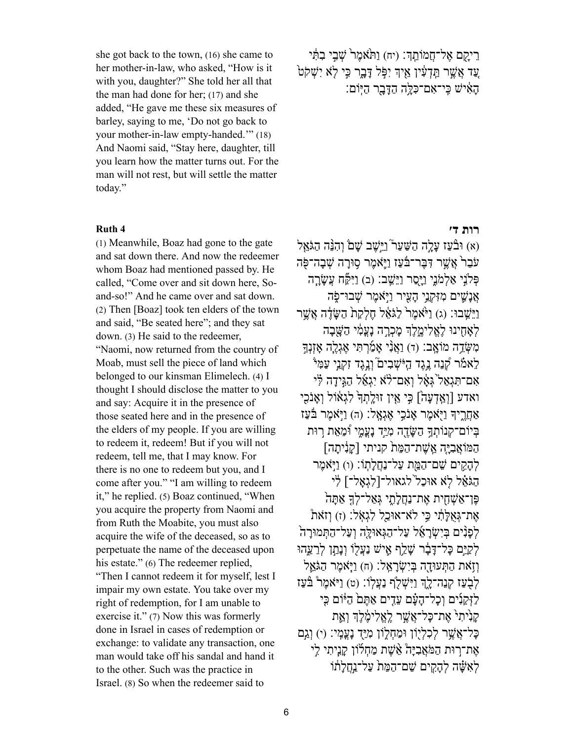she got back to the town, (16) she came to her mother-in-law, who asked, "How is it with you, daughter?" She told her all that the man had done for her; (17) and she added, "He gave me these six measures of barley, saying to me, 'Do not go back to your mother-in-law empty-handed.'" (18) And Naomi said, "Stay here, daughter, till you learn how the matter turns out. For the man will not rest, but will settle the matter today."

רֵיקָ֖ם אֶל־חֲמוֹתֵֽךְ׃ (יח) וַתֹּ֨אמֶר֙ שְׁבִ֣י בִתִּ֔י עַ֤ד אֲשֶׁר֙ תֵּֽדְעִ֔ין אֵ֖יךְ יִפֹּ֣ל דָּבָ֑ר כִּ֣י לֹ֤א יִשְׁקֹט֙ הָאִ֔ישׁ כִּֽי־אִם־כִּלָּ֥ה הַדָּבָ֖ר הַיּֽוֹם׃

## Ruth 4

(1) Meanwhile, Boaz had gone to the gate and sat down there. And now the redeemer whom Boaz had mentioned passed by. He called, "Come over and sit down here, So-and-so!" And he came over and sat down. (2) Then [Boaz] took ten elders of the town and said, "Be seated here"; and they sat down. (3) He said to the redeemer, "Naomi, now returned from the country of Moab, must sell the piece of land which belonged to our kinsman Elimelech. (4) I thought I should disclose the matter to you and say: Acquire it in the presence of those seated here and in the presence of the elders of my people. If you are willing to redeem it, redeem! But if you will not redeem, tell me, that I may know. For there is no one to redeem but you, and I come after you." "I am willing to redeem it," he replied. (5) Boaz continued, "When you acquire the property from Naomi and from Ruth the Moabite, you must also acquire the wife of the deceased, so as to perpetuate the name of the deceased upon his estate." (6) The redeemer replied, "Then I cannot redeem it for myself, lest I impair my own estate. You take over my right of redemption, for I am unable to exercise it." (7) Now this was formerly done in Israel in cases of redemption or exchange: to validate any transaction, one man would take off his sandal and hand it to the other. Such was the practice in Israel. (8) So when the redeemer said to

## רות ד׳

(א) וּבֹ֨עַז עָלָ֣ה הַשַּׁעַר֮ וַיֵּ֣שֶׁב שָׁם֒ וְהִנֵּ֨ה הַגֹּאֵ֤ל עֹבֵר֙ אֲשֶׁ֣ר דִּבֶּר־בֹּ֔עַז וַיֹּ֛אמֶר ס֥וּרָה שְׁבָה־פֹּ֖ה פְּלֹנִ֣י אַלְמֹנִ֑י וַיָּ֖סַר וַיֵּשֵֽׁב׃ (ב) וַיִּקַּ֞ח עֲשָׂרָ֧ה אֲנָשִׁ֛ים מִזִּקְנֵ֥י הָעִ֖יר וַיֹּ֣אמֶר שְׁבוּ־פֹ֑ה וַיֵּשֵֽׁבוּ׃ (ג) וַיֹּ֨אמֶר֙ לַגֹּאֵ֔ל חֶלְקַת֙ הַשָּׂדֶ֔ה אֲשֶׁ֥ר לְאָחִ֖ינוּ לֶאֱלִימֶ֑לֶךְ מָכְרָ֣ה נָעֳמִ֔י הַשָּׁ֖בָה מִשְּׂדֵ֥ה מוֹאָֽב׃ (ד) וַאֲנִ֨י אָמַ֜רְתִּי אֶגְלֶ֥ה אָזְנְךָ֣ לֵאמֹ֗ר קְ֠נֵה נֶ֥גֶד הַיֹּשְׁבִים֮ וְנֶ֣גֶד זִקְנֵ֣י עַמִּי֒ אִם־תִּגְאַל֙ גְּאָ֔ל וְאִם־לֹ֨א יִגְאַ֜ל הַגִּ֣ידָה לִּ֗י ואדע [וְאֵֽדְעָה֙] כִּ֣י אֵ֤ין זוּלָֽתְךָ֙ לִגְא֔וֹל וְאָנֹכִ֖י אַחֲרֶ֑יךָ וַיֹּ֖אמֶר אָנֹכִ֥י אֶגְאָֽל׃ (ה) וַיֹּ֣אמֶר בֹּ֔עַז בְּיוֹם־קְנוֹתְךָ֥ הַשָּׂדֶ֖ה מִיַּ֣ד נָעֳמִ֑י וּ֠מֵאֵת ר֣וּת הַמּוֹאֲבִיָּ֤ה אֵֽשֶׁת־הַמֵּת֙ קניתי [קָנִ֔יתָה] לְהָקִ֥ים שֵׁם־הַמֵּ֖ת עַל־נַחֲלָתֽוֹ׃ (ו) וַיֹּ֣אמֶר הַגֹּאֵ֗ל לֹ֤א אוּכַל֙ לגאול־[לִגְאָל־] לִ֔י פֶּן־אַשְׁחִ֖ית אֶת־נַחֲלָתִ֑י גְּאַל־לְךָ֤ אַתָּה֙ אֶת־גְּאֻלָּתִ֔י כִּ֥י לֹא־אוּכַ֖ל לִגְאֹֽל׃ (ז) וְזֹאת֩ לְפָנִ֨ים בְּיִשְׂרָאֵ֜ל עַל־הַגְּאוּלָּ֤ה וְעַל־הַתְּמוּרָה֙ לְקַיֵּ֣ם כָּל־דָּבָ֔ר שָׁלַ֥ף אִ֛ישׁ נַעֲל֖וֹ וְנָתַ֣ן לְרֵעֵ֑הוּ וְזֹ֥את הַתְּעוּדָ֖ה בְּיִשְׂרָאֵֽל׃ (ח) וַיֹּ֧אמֶר הַגֹּאֵ֛ל לְבֹ֖עַז קְנֵה־לָ֑ךְ וַיִּשְׁלֹ֖ף נַעֲלֽוֹ׃ (ט) וַיֹּ֨אמֶר בֹּ֜עַז לַזְּקֵנִ֣ים וְכָל־הָעָ֗ם עֵדִ֤ים אַתֶּם֙ הַיּ֔וֹם כִּ֤י קָנִ֨יתִי֙ אֶת־כָּל־אֲשֶׁ֣ר לֶאֱלִימֶ֔לֶךְ וְאֵ֛ת כָּל־אֲשֶׁ֥ר לְכִלְי֖וֹן וּמַחְל֑וֹן מִיַּ֖ד נָעֳמִֽי׃ (י) וְגַ֣ם אֶת־ר֣וּת הַמֹּאֲבִיָּה֩ אֵ֨שֶׁת מַחְל֜וֹן קָנִ֧יתִי לִ֣י לְאִשָּׁ֗ה לְהָקִ֤ים שֵׁם־הַמֵּת֙ עַל־נַ֣חֲלָת֔וֹ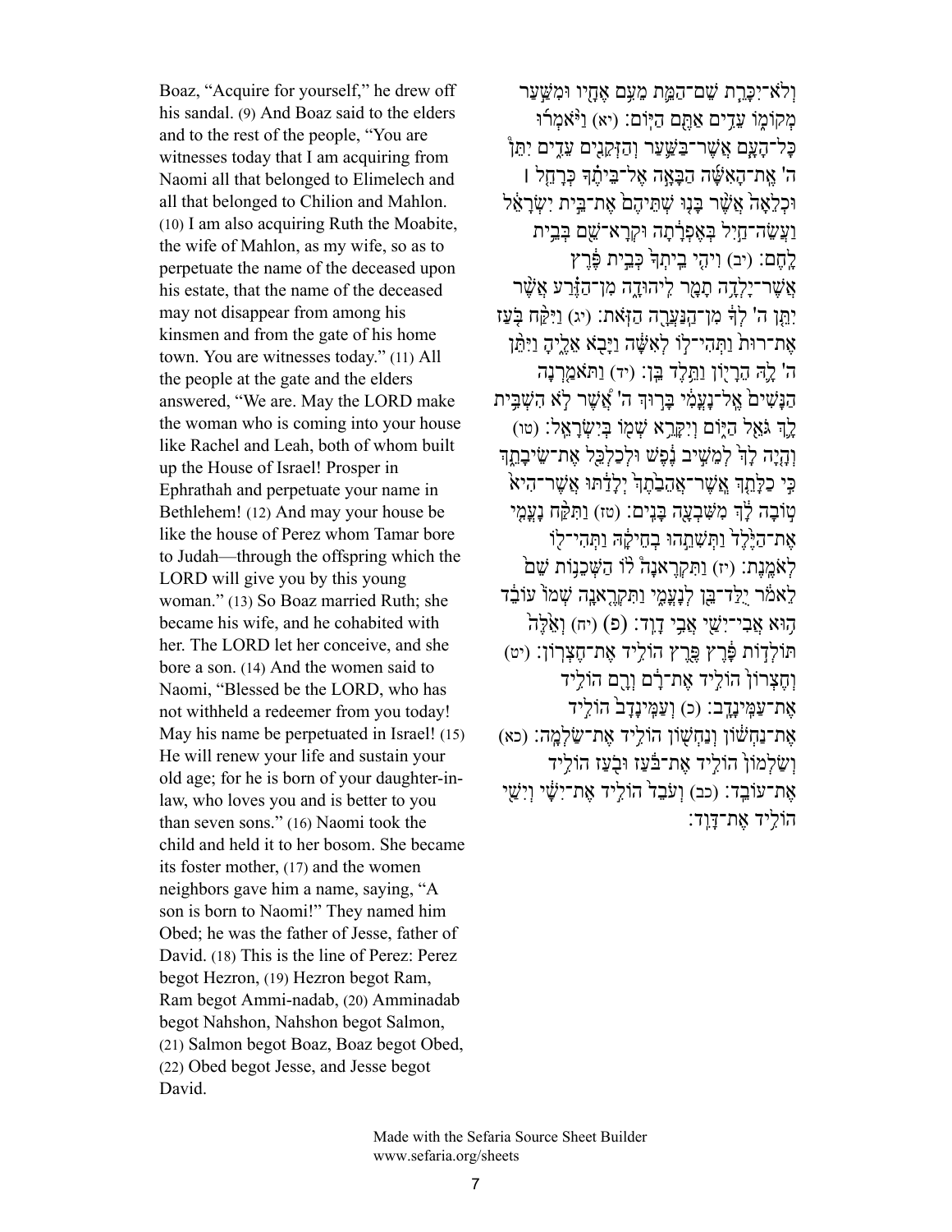Boaz, "Acquire for yourself," he drew off his sandal. (9) And Boaz said to the elders and to the rest of the people, "You are witnesses today that I am acquiring from Naomi all that belonged to Elimelech and all that belonged to Chilion and Mahlon. (10) I am also acquiring Ruth the Moabite, the wife of Mahlon, as my wife, so as to perpetuate the name of the deceased upon his estate, that the name of the deceased may not disappear from among his kinsmen and from the gate of his home town. You are witnesses today." (11) All the people at the gate and the elders answered, "We are. May the LORD make the woman who is coming into your house like Rachel and Leah, both of whom built up the House of Israel! Prosper in Ephrathah and perpetuate your name in Bethlehem! (12) And may your house be like the house of Perez whom Tamar bore to Judah—through the offspring which the LORD will give you by this young woman." (13) So Boaz married Ruth; she became his wife, and he cohabited with her. The LORD let her conceive, and she bore a son. (14) And the women said to Naomi, "Blessed be the LORD, who has not withheld a redeemer from you today! May his name be perpetuated in Israel! (15) He will renew your life and sustain your old age; for he is born of your daughter-in-law, who loves you and is better to you than seven sons." (16) Naomi took the child and held it to her bosom. She became its foster mother, (17) and the women neighbors gave him a name, saying, "A son is born to Naomi!" They named him Obed; he was the father of Jesse, father of David. (18) This is the line of Perez: Perez begot Hezron, (19) Hezron begot Ram, Ram begot Ammi-nadab, (20) Amminadab begot Nahshon, Nahshon begot Salmon, (21) Salmon begot Boaz, Boaz begot Obed, (22) Obed begot Jesse, and Jesse begot David.

וְלֹא־יִכָּרֵת שֵׁם־הַמֵּת מֵעִם אֶחָיו וּמִשַּׁעַר מְקוֹמוֹ עֵדִים אַתֶּם הַיּוֹם׃ (יא) וַיֹּאמְרוּ כָּל־הָעָם אֲשֶׁר־בַּשַּׁעַר וְהַזְּקֵנִים עֵדִים יִתֵּן ה' אֶת־הָאִשָּׁה הַבָּאָה אֶל־בֵּיתֶךָ כְּרָחֵל ׀ וּכְלֵאָה אֲשֶׁר בָּנוּ שְׁתֵּיהֶם אֶת־בֵּית יִשְׂרָאֵל וַעֲשֵׂה־חַיִל בְּאֶפְרָתָה וּקְרָא־שֵׁם בְּבֵית לָחֶם׃ (יב) וִיהִי בֵיתְךָ כְּבֵית פֶּרֶץ אֲשֶׁר־יָלְדָה תָמָר לִיהוּדָה מִן־הַזֶּרַע אֲשֶׁר יִתֵּן ה' לְךָ מִן־הַנַּעֲרָה הַזֹּאת׃ (יג) וַיִּקַּח בֹּעַז אֶת־רוּת וַתְּהִי־לוֹ לְאִשָּׁה וַיָּבֹא אֵלֶיהָ וַיִּתֵּן ה' לָהּ הֵרָיוֹן וַתֵּלֶד בֵּן׃ (יד) וַתֹּאמַרְנָה הַנָּשִׁים אֶל־נָעֳמִי בָּרוּךְ ה' אֲשֶׁר לֹא הִשְׁבִּית לָךְ גֹּאֵל הַיּוֹם וְיִקָּרֵא שְׁמוֹ בְּיִשְׂרָאֵל׃ (טו) וְהָיָה לָךְ לְמֵשִׁיב נֶפֶשׁ וּלְכַלְכֵּל אֶת־שֵׂיבָתֵךְ כִּי כַלָּתֵךְ אֲשֶׁר־אֲהֵבַתֶךְ יְלָדַתּוּ אֲשֶׁר־הִיא טוֹבָה לָךְ מִשִּׁבְעָה בָּנִים׃ (טז) וַתִּקַּח נָעֳמִי אֶת־הַיֶּלֶד וַתְּשִׁתֵהוּ בְחֵיקָהּ וַתְּהִי־לוֹ לְאֹמֶנֶת׃ (יז) וַתִּקְרֶאנָה לוֹ הַשְּׁכֵנוֹת שֵׁם לֵאמֹר יֻלַּד־בֵּן לְנָעֳמִי וַתִּקְרֶאנָה שְׁמוֹ עוֹבֵד הוּא אֲבִי־יִשַׁי אֲבִי דָוִד׃ (פ) (יח) וְאֵלֶּה תּוֹלְדוֹת פָּרֶץ פֶּרֶץ הוֹלִיד אֶת־חֶצְרוֹן׃ (יט) וְחֶצְרוֹן הוֹלִיד אֶת־רָם וְרָם הוֹלִיד אֶת־עַמִּינָדָב׃ (כ) וְעַמִּינָדָב הוֹלִיד אֶת־נַחְשׁוֹן וְנַחְשׁוֹן הוֹלִיד אֶת־שַׂלְמָה׃ (כא) וְשַׂלְמוֹן הוֹלִיד אֶת־בֹּעַז וּבֹעַז הוֹלִיד אֶת־עוֹבֵד׃ (כב) וְעֹבֵד הוֹלִיד אֶת־יִשָׁי וְיִשַׁי הוֹלִיד אֶת־דָּוִד׃

Made with the Sefaria Source Sheet Builder
www.sefaria.org/sheets